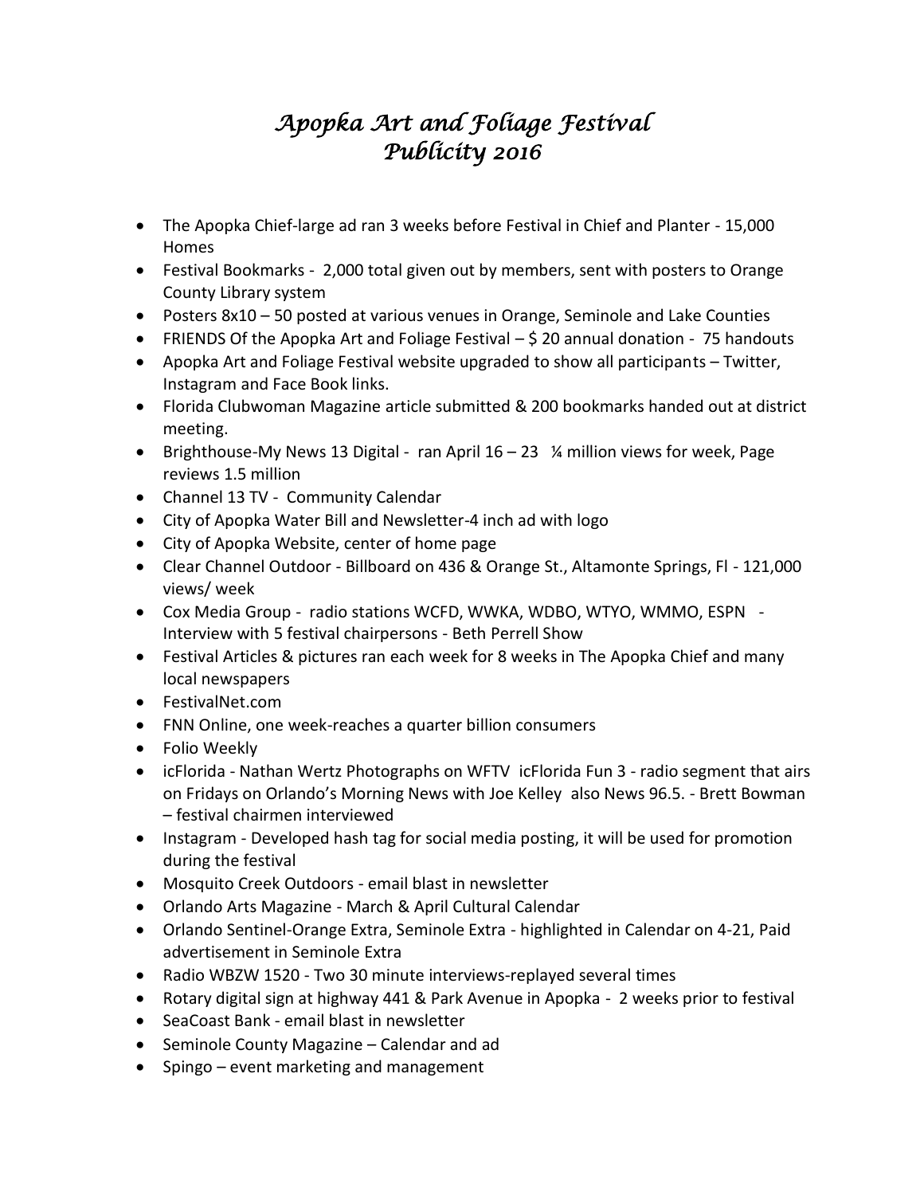# *Apopka Art and Foliage Festival*
# *Publicity 2016*

- The Apopka Chief-large ad ran 3 weeks before Festival in Chief and Planter - 15,000 Homes
- Festival Bookmarks - 2,000 total given out by members, sent with posters to Orange County Library system
- Posters 8x10 – 50 posted at various venues in Orange, Seminole and Lake Counties
- FRIENDS Of the Apopka Art and Foliage Festival – $ 20 annual donation - 75 handouts
- Apopka Art and Foliage Festival website upgraded to show all participants – Twitter, Instagram and Face Book links.
- Florida Clubwoman Magazine article submitted & 200 bookmarks handed out at district meeting.
- Brighthouse-My News 13 Digital - ran April 16 – 23 ¼ million views for week, Page reviews 1.5 million
- Channel 13 TV - Community Calendar
- City of Apopka Water Bill and Newsletter-4 inch ad with logo
- City of Apopka Website, center of home page
- Clear Channel Outdoor - Billboard on 436 & Orange St., Altamonte Springs, Fl - 121,000 views/ week
- Cox Media Group - radio stations WCFD, WWKA, WDBO, WTYO, WMMO, ESPN - Interview with 5 festival chairpersons - Beth Perrell Show
- Festival Articles & pictures ran each week for 8 weeks in The Apopka Chief and many local newspapers
- FestivalNet.com
- FNN Online, one week-reaches a quarter billion consumers
- Folio Weekly
- icFlorida - Nathan Wertz Photographs on WFTV icFlorida Fun 3 - radio segment that airs on Fridays on Orlando's Morning News with Joe Kelley also News 96.5. - Brett Bowman – festival chairmen interviewed
- Instagram - Developed hash tag for social media posting, it will be used for promotion during the festival
- Mosquito Creek Outdoors - email blast in newsletter
- Orlando Arts Magazine - March & April Cultural Calendar
- Orlando Sentinel-Orange Extra, Seminole Extra - highlighted in Calendar on 4-21, Paid advertisement in Seminole Extra
- Radio WBZW 1520 - Two 30 minute interviews-replayed several times
- Rotary digital sign at highway 441 & Park Avenue in Apopka - 2 weeks prior to festival
- SeaCoast Bank - email blast in newsletter
- Seminole County Magazine – Calendar and ad
- Spingo – event marketing and management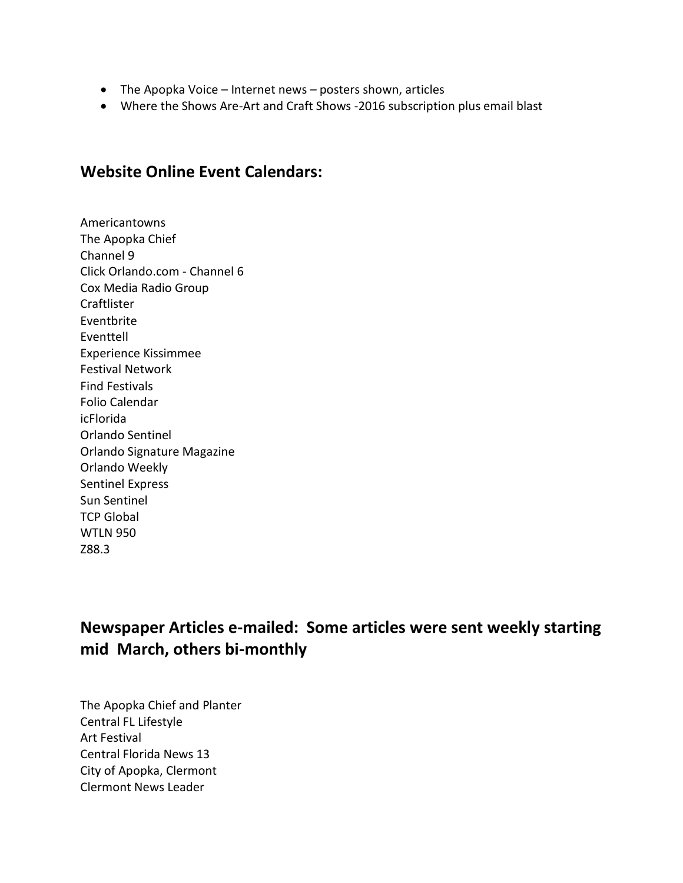- The Apopka Voice – Internet news – posters shown, articles
- Where the Shows Are-Art and Craft Shows -2016 subscription plus email blast

## Website Online Event Calendars:

Americantowns
The Apopka Chief
Channel 9
Click Orlando.com - Channel 6
Cox Media Radio Group
Craftlister
Eventbrite
Eventtell
Experience Kissimmee
Festival Network
Find Festivals
Folio Calendar
icFlorida
Orlando Sentinel
Orlando Signature Magazine
Orlando Weekly
Sentinel Express
Sun Sentinel
TCP Global
WTLN 950
Z88.3

## Newspaper Articles e-mailed: Some articles were sent weekly starting mid March, others bi-monthly

The Apopka Chief and Planter
Central FL Lifestyle
Art Festival
Central Florida News 13
City of Apopka, Clermont
Clermont News Leader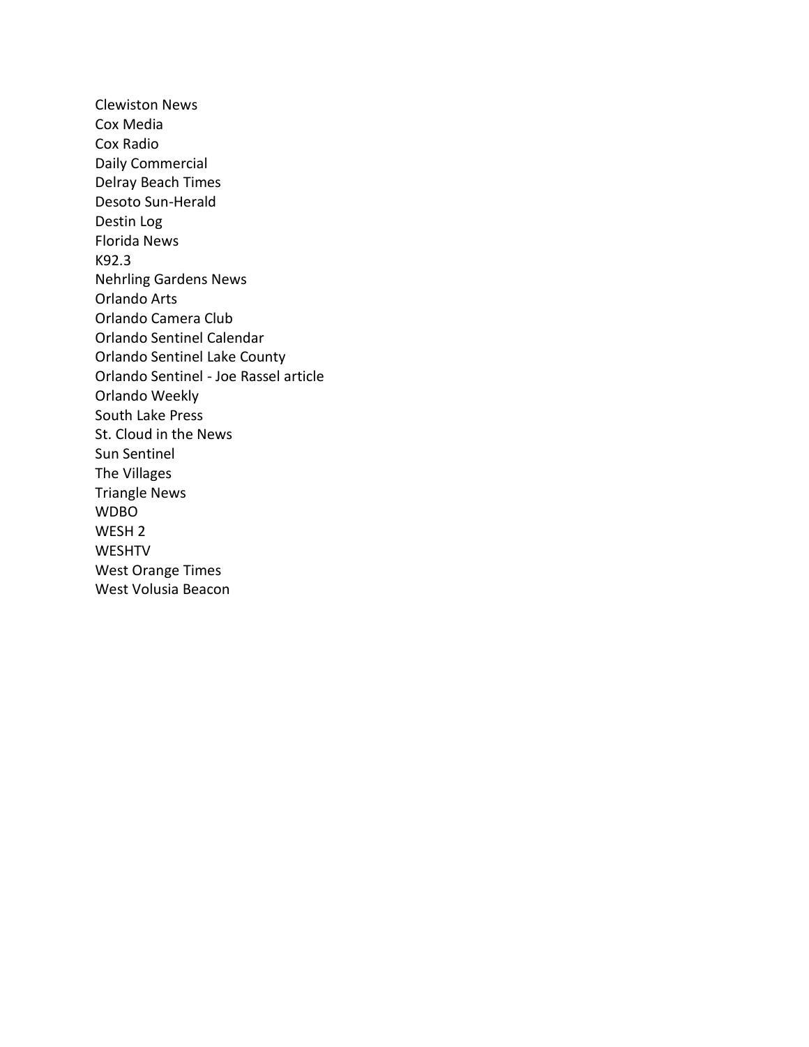Clewiston News
Cox Media
Cox Radio
Daily Commercial
Delray Beach Times
Desoto Sun-Herald
Destin Log
Florida News
K92.3
Nehrling Gardens News
Orlando Arts
Orlando Camera Club
Orlando Sentinel Calendar
Orlando Sentinel Lake County
Orlando Sentinel - Joe Rassel article
Orlando Weekly
South Lake Press
St. Cloud in the News
Sun Sentinel
The Villages
Triangle News
WDBO
WESH 2
WESHTV
West Orange Times
West Volusia Beacon